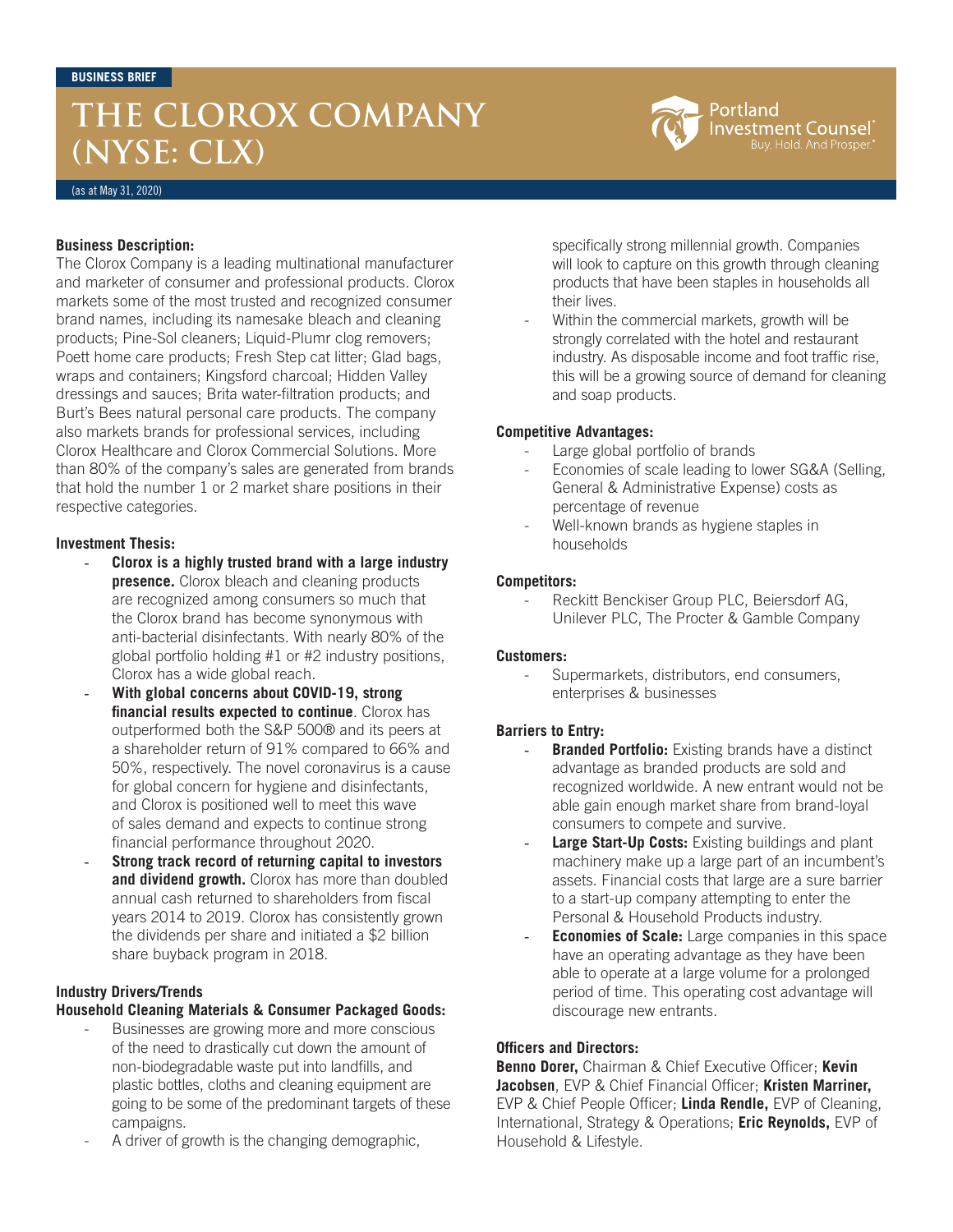BUSINESS BRIEF

# THE CLOROX COMPANY (NYSE: CLX)

(as at May 31, 2020)

**Business Description:**

The Clorox Company is a leading multinational manufacturer and marketer of consumer and professional products. Clorox markets some of the most trusted and recognized consumer brand names, including its namesake bleach and cleaning products; Pine-Sol cleaners; Liquid-Plumr clog removers; Poett home care products; Fresh Step cat litter; Glad bags, wraps and containers; Kingsford charcoal; Hidden Valley dressings and sauces; Brita water-filtration products; and Burt's Bees natural personal care products. The company also markets brands for professional services, including Clorox Healthcare and Clorox Commercial Solutions. More than 80% of the company's sales are generated from brands that hold the number 1 or 2 market share positions in their respective categories.

**Investment Thesis:**

- **Clorox is a highly trusted brand with a large industry presence.** Clorox bleach and cleaning products are recognized among consumers so much that the Clorox brand has become synonymous with anti-bacterial disinfectants. With nearly 80% of the global portfolio holding #1 or #2 industry positions, Clorox has a wide global reach.
- **With global concerns about COVID-19, strong financial results expected to continue**. Clorox has outperformed both the S&P 500® and its peers at a shareholder return of 91% compared to 66% and 50%, respectively. The novel coronavirus is a cause for global concern for hygiene and disinfectants, and Clorox is positioned well to meet this wave of sales demand and expects to continue strong financial performance throughout 2020.
- **Strong track record of returning capital to investors and dividend growth.** Clorox has more than doubled annual cash returned to shareholders from fiscal years 2014 to 2019. Clorox has consistently grown the dividends per share and initiated a $2 billion share buyback program in 2018.

**Industry Drivers/Trends**

**Household Cleaning Materials & Consumer Packaged Goods:**

- Businesses are growing more and more conscious of the need to drastically cut down the amount of non-biodegradable waste put into landfills, and plastic bottles, cloths and cleaning equipment are going to be some of the predominant targets of these campaigns.
- A driver of growth is the changing demographic, specifically strong millennial growth. Companies will look to capture on this growth through cleaning products that have been staples in households all their lives.
- Within the commercial markets, growth will be strongly correlated with the hotel and restaurant industry. As disposable income and foot traffic rise, this will be a growing source of demand for cleaning and soap products.

**Competitive Advantages:**

- Large global portfolio of brands
- Economies of scale leading to lower SG&A (Selling, General & Administrative Expense) costs as percentage of revenue
- Well-known brands as hygiene staples in households

**Competitors:**

- Reckitt Benckiser Group PLC, Beiersdorf AG, Unilever PLC, The Procter & Gamble Company

**Customers:**

- Supermarkets, distributors, end consumers, enterprises & businesses

**Barriers to Entry:**

- **Branded Portfolio:** Existing brands have a distinct advantage as branded products are sold and recognized worldwide. A new entrant would not be able gain enough market share from brand-loyal consumers to compete and survive.
- **Large Start-Up Costs:** Existing buildings and plant machinery make up a large part of an incumbent's assets. Financial costs that large are a sure barrier to a start-up company attempting to enter the Personal & Household Products industry.
- **Economies of Scale:** Large companies in this space have an operating advantage as they have been able to operate at a large volume for a prolonged period of time. This operating cost advantage will discourage new entrants.

**Officers and Directors:**

**Benno Dorer,** Chairman & Chief Executive Officer; **Kevin Jacobsen**, EVP & Chief Financial Officer; **Kristen Marriner,** EVP & Chief People Officer; **Linda Rendle,** EVP of Cleaning, International, Strategy & Operations; **Eric Reynolds,** EVP of Household & Lifestyle.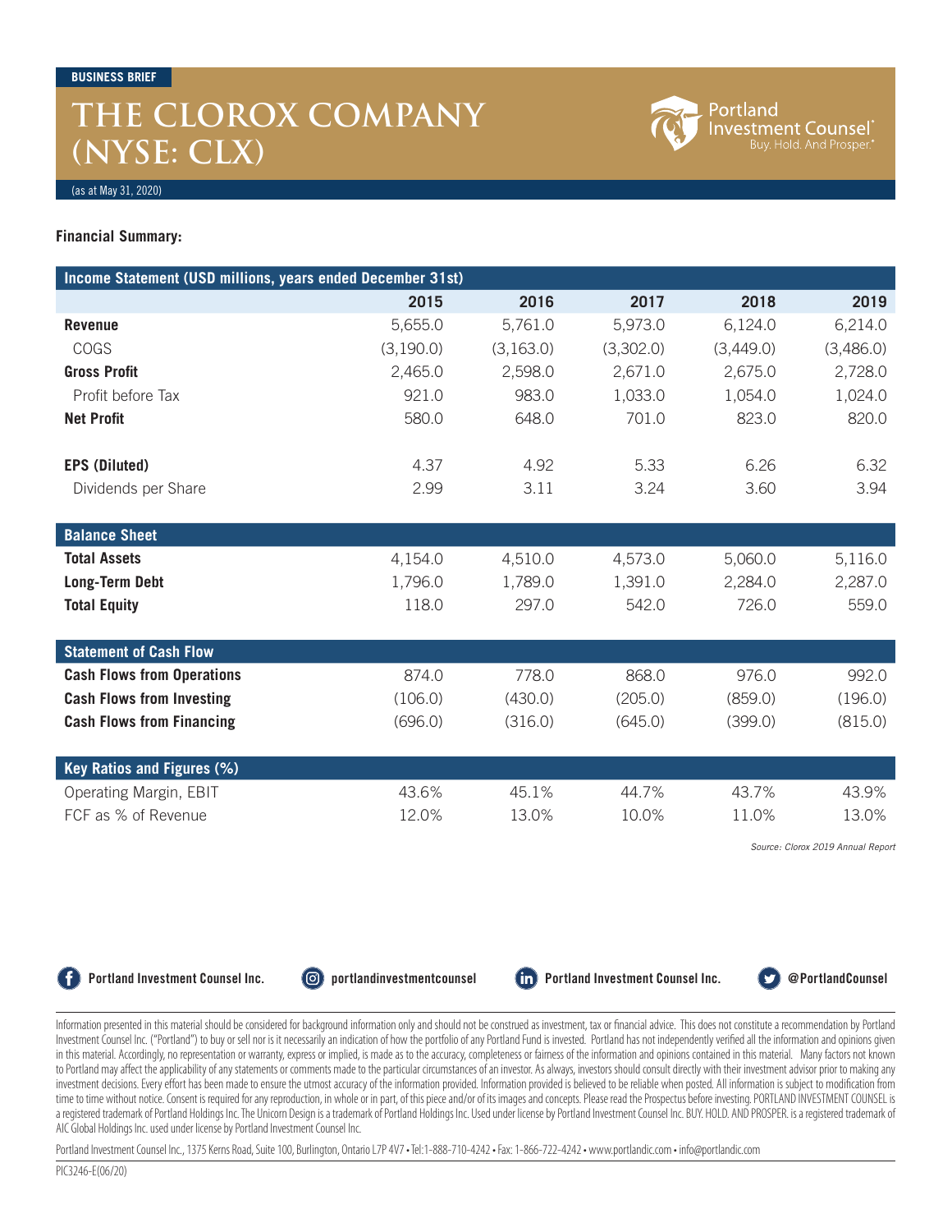BUSINESS BRIEF

# THE CLOROX COMPANY (NYSE: CLX)

Portland Investment Counsel® Buy. Hold. And Prosper.®

(as at May 31, 2020)

**Financial Summary:**

| Income Statement (USD millions, years ended December 31st) | 2015 | 2016 | 2017 | 2018 | 2019 |
|---|---|---|---|---|---|
| **Revenue** | 5,655.0 | 5,761.0 | 5,973.0 | 6,124.0 | 6,214.0 |
| COGS | (3,190.0) | (3,163.0) | (3,302.0) | (3,449.0) | (3,486.0) |
| **Gross Profit** | 2,465.0 | 2,598.0 | 2,671.0 | 2,675.0 | 2,728.0 |
| Profit before Tax | 921.0 | 983.0 | 1,033.0 | 1,054.0 | 1,024.0 |
| **Net Profit** | 580.0 | 648.0 | 701.0 | 823.0 | 820.0 |
| **EPS (Diluted)** | 4.37 | 4.92 | 5.33 | 6.26 | 6.32 |
| Dividends per Share | 2.99 | 3.11 | 3.24 | 3.60 | 3.94 |
| **Balance Sheet** | | | | | |
| **Total Assets** | 4,154.0 | 4,510.0 | 4,573.0 | 5,060.0 | 5,116.0 |
| **Long-Term Debt** | 1,796.0 | 1,789.0 | 1,391.0 | 2,284.0 | 2,287.0 |
| **Total Equity** | 118.0 | 297.0 | 542.0 | 726.0 | 559.0 |
| **Statement of Cash Flow** | | | | | |
| **Cash Flows from Operations** | 874.0 | 778.0 | 868.0 | 976.0 | 992.0 |
| **Cash Flows from Investing** | (106.0) | (430.0) | (205.0) | (859.0) | (196.0) |
| **Cash Flows from Financing** | (696.0) | (316.0) | (645.0) | (399.0) | (815.0) |
| **Key Ratios and Figures (%)** | | | | | |
| Operating Margin, EBIT | 43.6% | 45.1% | 44.7% | 43.7% | 43.9% |
| FCF as % of Revenue | 12.0% | 13.0% | 10.0% | 11.0% | 13.0% |

*Source: Clorox 2019 Annual Report*

Portland Investment Counsel Inc. | portlandinvestmentcounsel | Portland Investment Counsel Inc. | @PortlandCounsel

Information presented in this material should be considered for background information only and should not be construed as investment, tax or financial advice. This does not constitute a recommendation by Portland Investment Counsel Inc. ("Portland") to buy or sell nor is it necessarily an indication of how the portfolio of any Portland Fund is invested. Portland has not independently verified all the information and opinions given in this material. Accordingly, no representation or warranty, express or implied, is made as to the accuracy, completeness or fairness of the information and opinions contained in this material. Many factors not known to Portland may affect the applicability of any statements or comments made to the particular circumstances of an investor. As always, investors should consult directly with their investment advisor prior to making any investment decisions. Every effort has been made to ensure the utmost accuracy of the information provided. Information provided is believed to be reliable when posted. All information is subject to modification from time to time without notice. Consent is required for any reproduction, in whole or in part, of this piece and/or of its images and concepts. Please read the Prospectus before investing. PORTLAND INVESTMENT COUNSEL is a registered trademark of Portland Holdings Inc. The Unicorn Design is a trademark of Portland Holdings Inc. Used under license by Portland Investment Counsel Inc. BUY. HOLD. AND PROSPER. is a registered trademark of AIC Global Holdings Inc. used under license by Portland Investment Counsel Inc.

Portland Investment Counsel Inc., 1375 Kerns Road, Suite 100, Burlington, Ontario L7P 4V7 • Tel:1-888-710-4242 • Fax: 1-866-722-4242 • www.portlandic.com • info@portlandic.com

PIC3246-E(06/20)